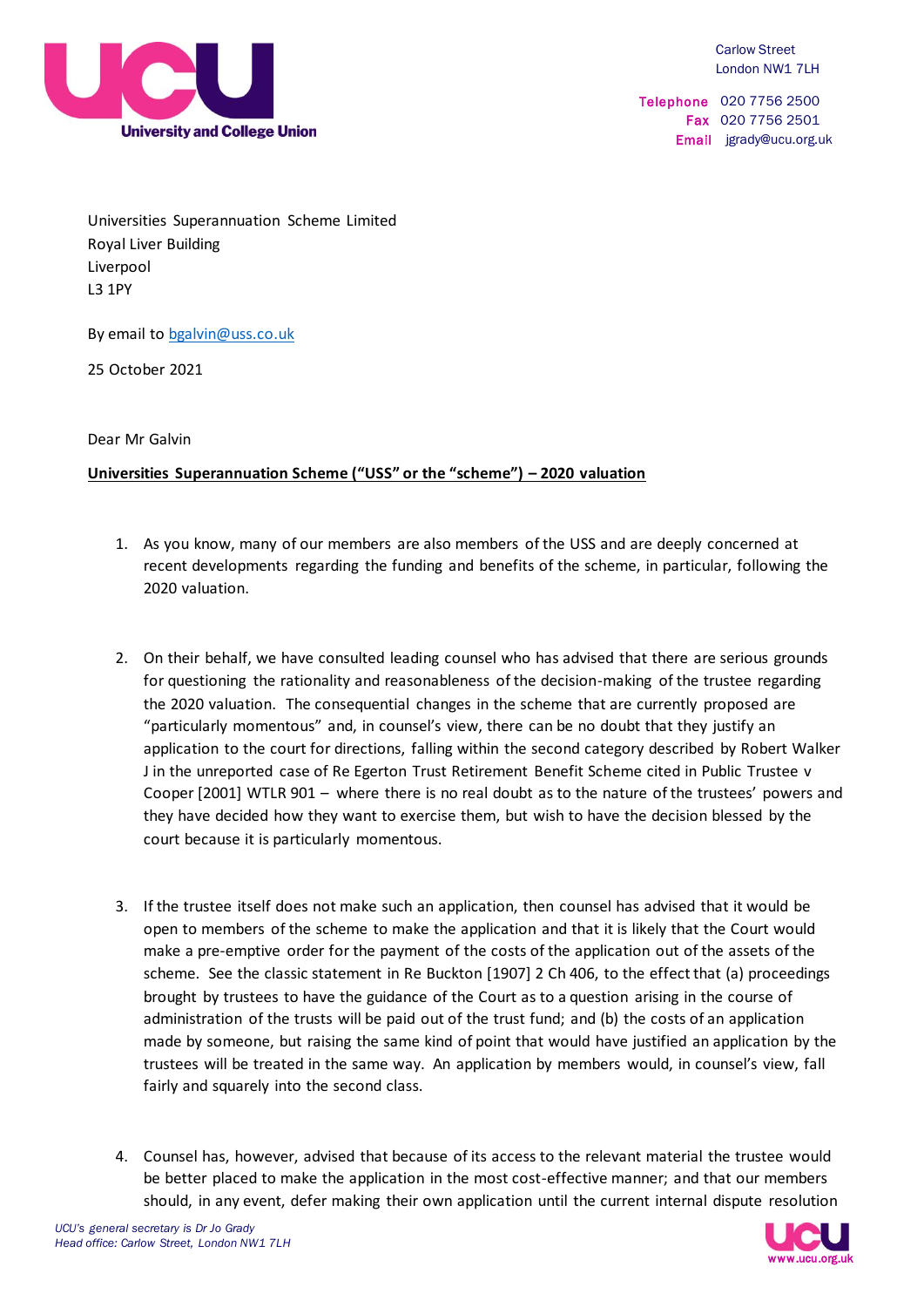University and College Union

Carlow Street
London NW1 7LH

Telephone 020 7756 2500
Fax 020 7756 2501
Email jgrady@ucu.org.uk

Universities Superannuation Scheme Limited
Royal Liver Building
Liverpool
L3 1PY

By email to bgalvin@uss.co.uk

25 October 2021

Dear Mr Galvin

**Universities Superannuation Scheme ("USS" or the "scheme") – 2020 valuation**

1. As you know, many of our members are also members of the USS and are deeply concerned at recent developments regarding the funding and benefits of the scheme, in particular, following the 2020 valuation.

2. On their behalf, we have consulted leading counsel who has advised that there are serious grounds for questioning the rationality and reasonableness of the decision-making of the trustee regarding the 2020 valuation. The consequential changes in the scheme that are currently proposed are "particularly momentous" and, in counsel's view, there can be no doubt that they justify an application to the court for directions, falling within the second category described by Robert Walker J in the unreported case of Re Egerton Trust Retirement Benefit Scheme cited in Public Trustee v Cooper [2001] WTLR 901 – where there is no real doubt as to the nature of the trustees' powers and they have decided how they want to exercise them, but wish to have the decision blessed by the court because it is particularly momentous.

3. If the trustee itself does not make such an application, then counsel has advised that it would be open to members of the scheme to make the application and that it is likely that the Court would make a pre-emptive order for the payment of the costs of the application out of the assets of the scheme. See the classic statement in Re Buckton [1907] 2 Ch 406, to the effect that (a) proceedings brought by trustees to have the guidance of the Court as to a question arising in the course of administration of the trusts will be paid out of the trust fund; and (b) the costs of an application made by someone, but raising the same kind of point that would have justified an application by the trustees will be treated in the same way. An application by members would, in counsel's view, fall fairly and squarely into the second class.

4. Counsel has, however, advised that because of its access to the relevant material the trustee would be better placed to make the application in the most cost-effective manner; and that our members should, in any event, defer making their own application until the current internal dispute resolution

*UCU's general secretary is Dr Jo Grady*
*Head office: Carlow Street, London NW1 7LH*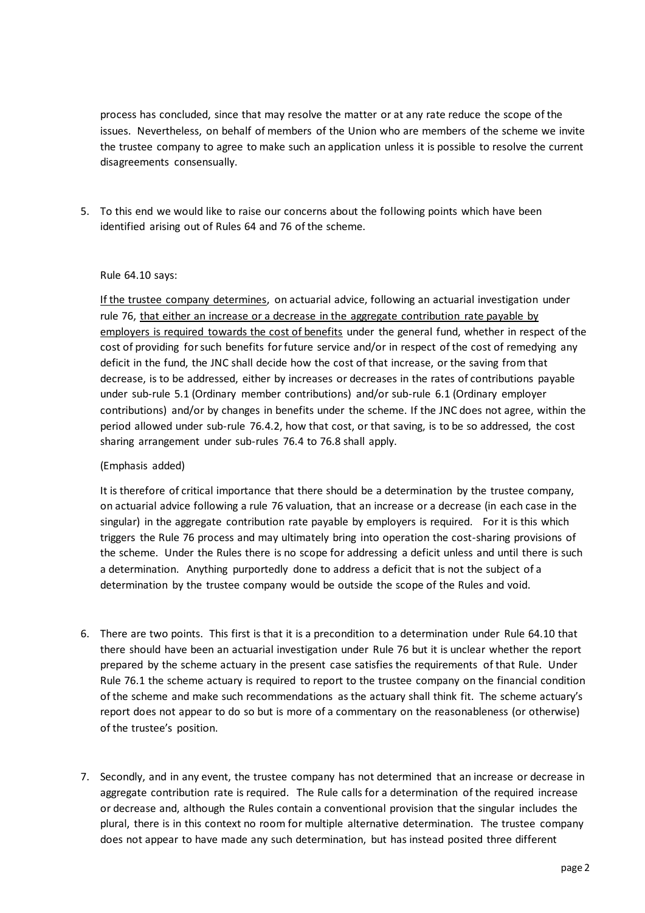process has concluded, since that may resolve the matter or at any rate reduce the scope of the issues. Nevertheless, on behalf of members of the Union who are members of the scheme we invite the trustee company to agree to make such an application unless it is possible to resolve the current disagreements consensually.

5. To this end we would like to raise our concerns about the following points which have been identified arising out of Rules 64 and 76 of the scheme.

   Rule 64.10 says:

   <u>If the trustee company determines</u>, on actuarial advice, following an actuarial investigation under rule 76, <u>that either an increase or a decrease in the aggregate contribution rate payable by employers is required towards the cost of benefits</u> under the general fund, whether in respect of the cost of providing for such benefits for future service and/or in respect of the cost of remedying any deficit in the fund, the JNC shall decide how the cost of that increase, or the saving from that decrease, is to be addressed, either by increases or decreases in the rates of contributions payable under sub-rule 5.1 (Ordinary member contributions) and/or sub-rule 6.1 (Ordinary employer contributions) and/or by changes in benefits under the scheme. If the JNC does not agree, within the period allowed under sub-rule 76.4.2, how that cost, or that saving, is to be so addressed, the cost sharing arrangement under sub-rules 76.4 to 76.8 shall apply.

   (Emphasis added)

   It is therefore of critical importance that there should be a determination by the trustee company, on actuarial advice following a rule 76 valuation, that an increase or a decrease (in each case in the singular) in the aggregate contribution rate payable by employers is required. For it is this which triggers the Rule 76 process and may ultimately bring into operation the cost-sharing provisions of the scheme. Under the Rules there is no scope for addressing a deficit unless and until there is such a determination. Anything purportedly done to address a deficit that is not the subject of a determination by the trustee company would be outside the scope of the Rules and void.

6. There are two points. This first is that it is a precondition to a determination under Rule 64.10 that there should have been an actuarial investigation under Rule 76 but it is unclear whether the report prepared by the scheme actuary in the present case satisfies the requirements of that Rule. Under Rule 76.1 the scheme actuary is required to report to the trustee company on the financial condition of the scheme and make such recommendations as the actuary shall think fit. The scheme actuary's report does not appear to do so but is more of a commentary on the reasonableness (or otherwise) of the trustee's position.

7. Secondly, and in any event, the trustee company has not determined that an increase or decrease in aggregate contribution rate is required. The Rule calls for a determination of the required increase or decrease and, although the Rules contain a conventional provision that the singular includes the plural, there is in this context no room for multiple alternative determination. The trustee company does not appear to have made any such determination, but has instead posited three different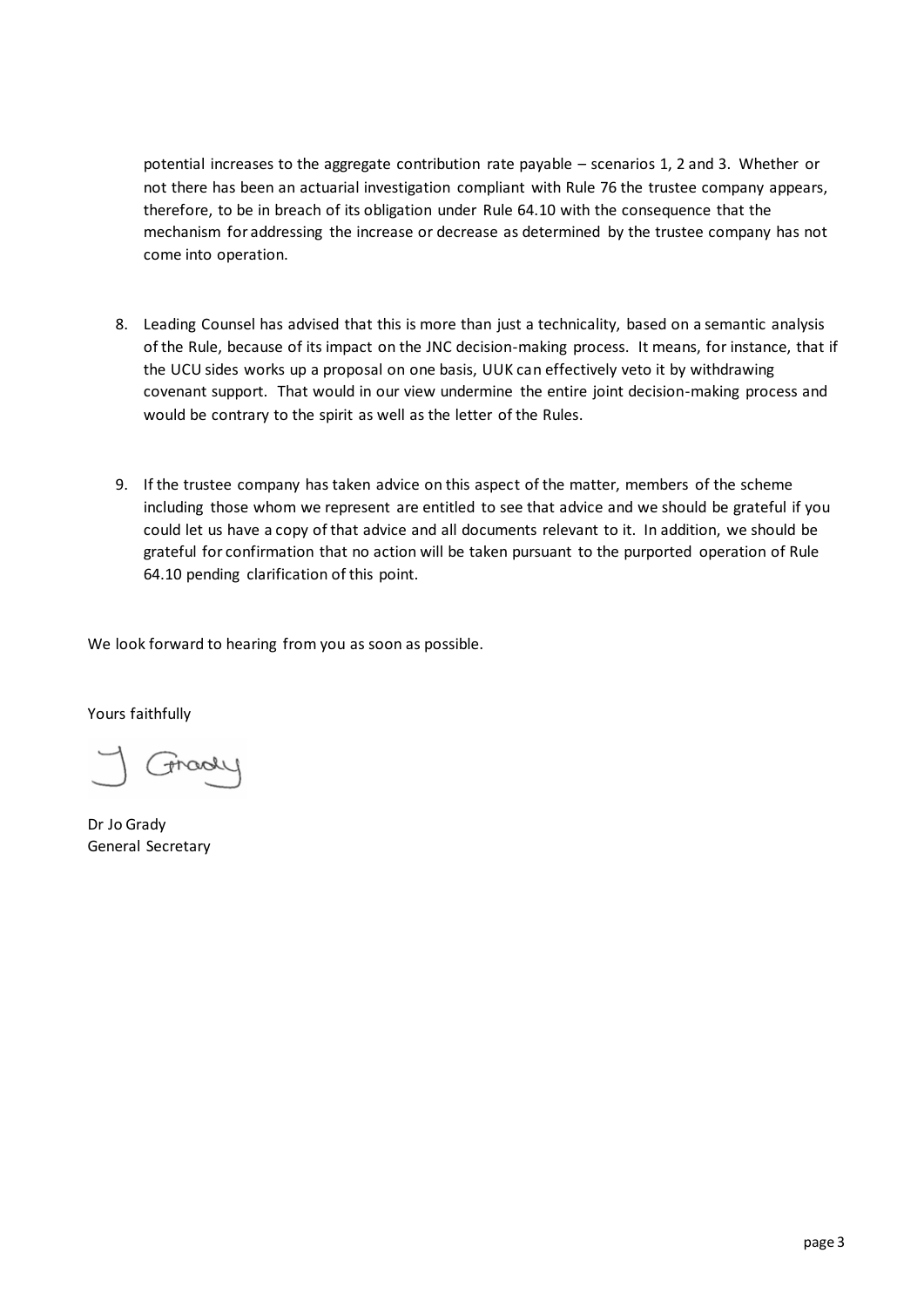potential increases to the aggregate contribution rate payable – scenarios 1, 2 and 3. Whether or not there has been an actuarial investigation compliant with Rule 76 the trustee company appears, therefore, to be in breach of its obligation under Rule 64.10 with the consequence that the mechanism for addressing the increase or decrease as determined by the trustee company has not come into operation.

8. Leading Counsel has advised that this is more than just a technicality, based on a semantic analysis of the Rule, because of its impact on the JNC decision-making process. It means, for instance, that if the UCU sides works up a proposal on one basis, UUK can effectively veto it by withdrawing covenant support. That would in our view undermine the entire joint decision-making process and would be contrary to the spirit as well as the letter of the Rules.

9. If the trustee company has taken advice on this aspect of the matter, members of the scheme including those whom we represent are entitled to see that advice and we should be grateful if you could let us have a copy of that advice and all documents relevant to it. In addition, we should be grateful for confirmation that no action will be taken pursuant to the purported operation of Rule 64.10 pending clarification of this point.

We look forward to hearing from you as soon as possible.

Yours faithfully

J Grady

Dr Jo Grady
General Secretary